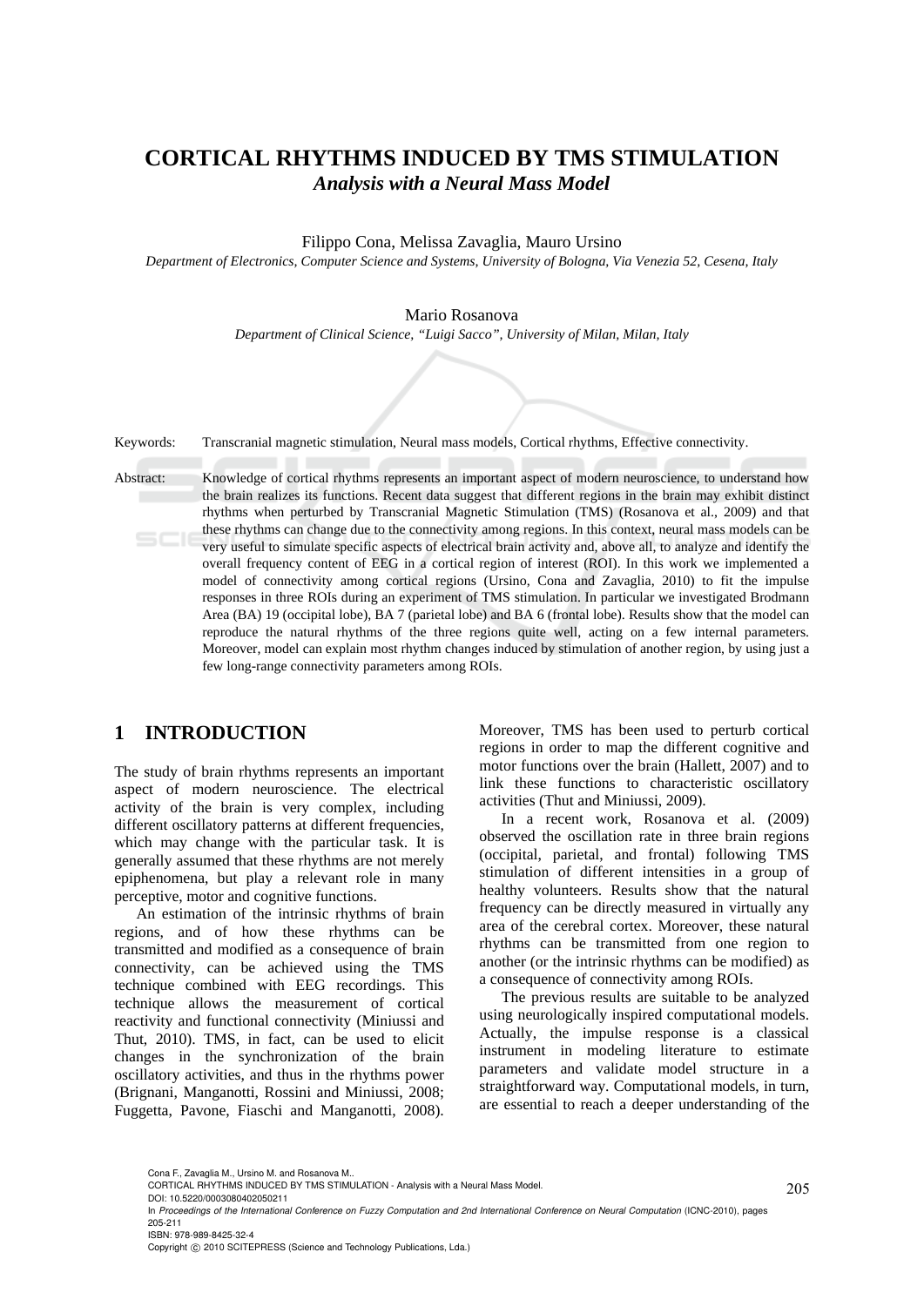# CORTICAL RHYTHMS INDUCED BY TMS STIMULATION

## *Analysis with a Neural Mass Model*

Filippo Cona, Melissa Zavaglia, Mauro Ursino

*Department of Electronics, Computer Science and Systems, University of Bologna, Via Venezia 52, Cesena, Italy*

Mario Rosanova

*Department of Clinical Science, "Luigi Sacco", University of Milan, Milan, Italy*

Keywords: Transcranial magnetic stimulation, Neural mass models, Cortical rhythms, Effective connectivity.

Abstract: Knowledge of cortical rhythms represents an important aspect of modern neuroscience, to understand how the brain realizes its functions. Recent data suggest that different regions in the brain may exhibit distinct rhythms when perturbed by Transcranial Magnetic Stimulation (TMS) (Rosanova et al., 2009) and that these rhythms can change due to the connectivity among regions. In this context, neural mass models can be very useful to simulate specific aspects of electrical brain activity and, above all, to analyze and identify the overall frequency content of EEG in a cortical region of interest (ROI). In this work we implemented a model of connectivity among cortical regions (Ursino, Cona and Zavaglia, 2010) to fit the impulse responses in three ROIs during an experiment of TMS stimulation. In particular we investigated Brodmann Area (BA) 19 (occipital lobe), BA 7 (parietal lobe) and BA 6 (frontal lobe). Results show that the model can reproduce the natural rhythms of the three regions quite well, acting on a few internal parameters. Moreover, model can explain most rhythm changes induced by stimulation of another region, by using just a few long-range connectivity parameters among ROIs.

## 1 INTRODUCTION

The study of brain rhythms represents an important aspect of modern neuroscience. The electrical activity of the brain is very complex, including different oscillatory patterns at different frequencies, which may change with the particular task. It is generally assumed that these rhythms are not merely epiphenomena, but play a relevant role in many perceptive, motor and cognitive functions.

An estimation of the intrinsic rhythms of brain regions, and of how these rhythms can be transmitted and modified as a consequence of brain connectivity, can be achieved using the TMS technique combined with EEG recordings. This technique allows the measurement of cortical reactivity and functional connectivity (Miniussi and Thut, 2010). TMS, in fact, can be used to elicit changes in the synchronization of the brain oscillatory activities, and thus in the rhythms power (Brignani, Manganotti, Rossini and Miniussi, 2008; Fuggetta, Pavone, Fiaschi and Manganotti, 2008). Moreover, TMS has been used to perturb cortical regions in order to map the different cognitive and motor functions over the brain (Hallett, 2007) and to link these functions to characteristic oscillatory activities (Thut and Miniussi, 2009).

In a recent work, Rosanova et al. (2009) observed the oscillation rate in three brain regions (occipital, parietal, and frontal) following TMS stimulation of different intensities in a group of healthy volunteers. Results show that the natural frequency can be directly measured in virtually any area of the cerebral cortex. Moreover, these natural rhythms can be transmitted from one region to another (or the intrinsic rhythms can be modified) as a consequence of connectivity among ROIs.

The previous results are suitable to be analyzed using neurologically inspired computational models. Actually, the impulse response is a classical instrument in modeling literature to estimate parameters and validate model structure in a straightforward way. Computational models, in turn, are essential to reach a deeper understanding of the

Cona F., Zavaglia M., Ursino M. and Rosanova M..
CORTICAL RHYTHMS INDUCED BY TMS STIMULATION - Analysis with a Neural Mass Model.
DOI: 10.5220/0003080402050211
In *Proceedings of the International Conference on Fuzzy Computation and 2nd International Conference on Neural Computation* (ICNC-2010), pages 205-211
ISBN: 978-989-8425-32-4
Copyright © 2010 SCITEPRESS (Science and Technology Publications, Lda.)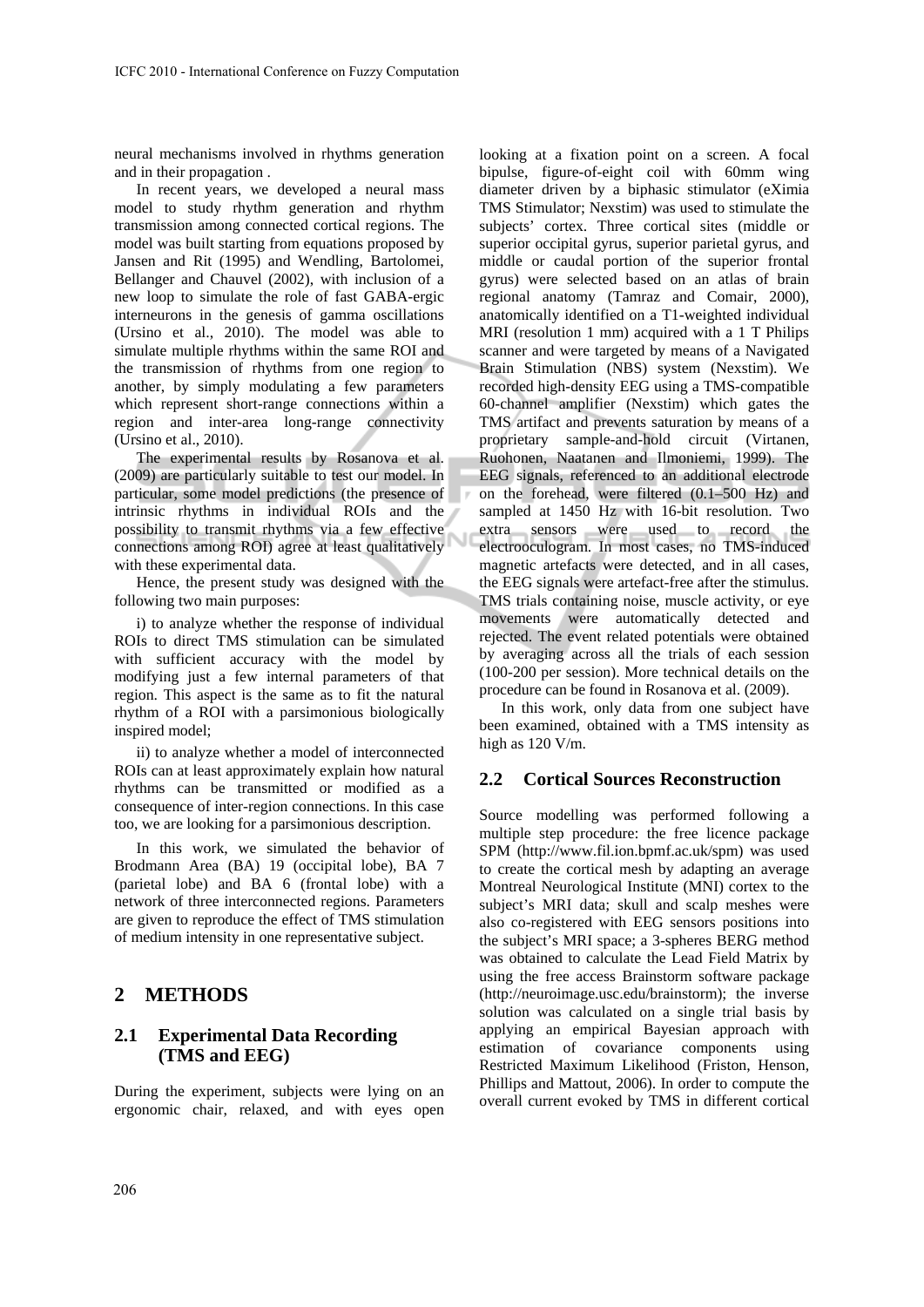neural mechanisms involved in rhythms generation and in their propagation .

In recent years, we developed a neural mass model to study rhythm generation and rhythm transmission among connected cortical regions. The model was built starting from equations proposed by Jansen and Rit (1995) and Wendling, Bartolomei, Bellanger and Chauvel (2002), with inclusion of a new loop to simulate the role of fast GABA-ergic interneurons in the genesis of gamma oscillations (Ursino et al., 2010). The model was able to simulate multiple rhythms within the same ROI and the transmission of rhythms from one region to another, by simply modulating a few parameters which represent short-range connections within a region and inter-area long-range connectivity (Ursino et al., 2010).

The experimental results by Rosanova et al. (2009) are particularly suitable to test our model. In particular, some model predictions (the presence of intrinsic rhythms in individual ROIs and the possibility to transmit rhythms via a few effective connections among ROI) agree at least qualitatively with these experimental data.

Hence, the present study was designed with the following two main purposes:

i) to analyze whether the response of individual ROIs to direct TMS stimulation can be simulated with sufficient accuracy with the model by modifying just a few internal parameters of that region. This aspect is the same as to fit the natural rhythm of a ROI with a parsimonious biologically inspired model;

ii) to analyze whether a model of interconnected ROIs can at least approximately explain how natural rhythms can be transmitted or modified as a consequence of inter-region connections. In this case too, we are looking for a parsimonious description.

In this work, we simulated the behavior of Brodmann Area (BA) 19 (occipital lobe), BA 7 (parietal lobe) and BA 6 (frontal lobe) with a network of three interconnected regions. Parameters are given to reproduce the effect of TMS stimulation of medium intensity in one representative subject.

# 2 METHODS

## 2.1 Experimental Data Recording (TMS and EEG)

During the experiment, subjects were lying on an ergonomic chair, relaxed, and with eyes open looking at a fixation point on a screen. A focal bipulse, figure-of-eight coil with 60mm wing diameter driven by a biphasic stimulator (eXimia TMS Stimulator; Nexstim) was used to stimulate the subjects' cortex. Three cortical sites (middle or superior occipital gyrus, superior parietal gyrus, and middle or caudal portion of the superior frontal gyrus) were selected based on an atlas of brain regional anatomy (Tamraz and Comair, 2000), anatomically identified on a T1-weighted individual MRI (resolution 1 mm) acquired with a 1 T Philips scanner and were targeted by means of a Navigated Brain Stimulation (NBS) system (Nexstim). We recorded high-density EEG using a TMS-compatible 60-channel amplifier (Nexstim) which gates the TMS artifact and prevents saturation by means of a proprietary sample-and-hold circuit (Virtanen, Ruohonen, Naatanen and Ilmoniemi, 1999). The EEG signals, referenced to an additional electrode on the forehead, were filtered (0.1–500 Hz) and sampled at 1450 Hz with 16-bit resolution. Two extra sensors were used to record the electrooculogram. In most cases, no TMS-induced magnetic artefacts were detected, and in all cases, the EEG signals were artefact-free after the stimulus. TMS trials containing noise, muscle activity, or eye movements were automatically detected and rejected. The event related potentials were obtained by averaging across all the trials of each session (100-200 per session). More technical details on the procedure can be found in Rosanova et al. (2009).

In this work, only data from one subject have been examined, obtained with a TMS intensity as high as 120 V/m.

## 2.2 Cortical Sources Reconstruction

Source modelling was performed following a multiple step procedure: the free licence package SPM (http://www.fil.ion.bpmf.ac.uk/spm) was used to create the cortical mesh by adapting an average Montreal Neurological Institute (MNI) cortex to the subject's MRI data; skull and scalp meshes were also co-registered with EEG sensors positions into the subject's MRI space; a 3-spheres BERG method was obtained to calculate the Lead Field Matrix by using the free access Brainstorm software package (http://neuroimage.usc.edu/brainstorm); the inverse solution was calculated on a single trial basis by applying an empirical Bayesian approach with estimation of covariance components using Restricted Maximum Likelihood (Friston, Henson, Phillips and Mattout, 2006). In order to compute the overall current evoked by TMS in different cortical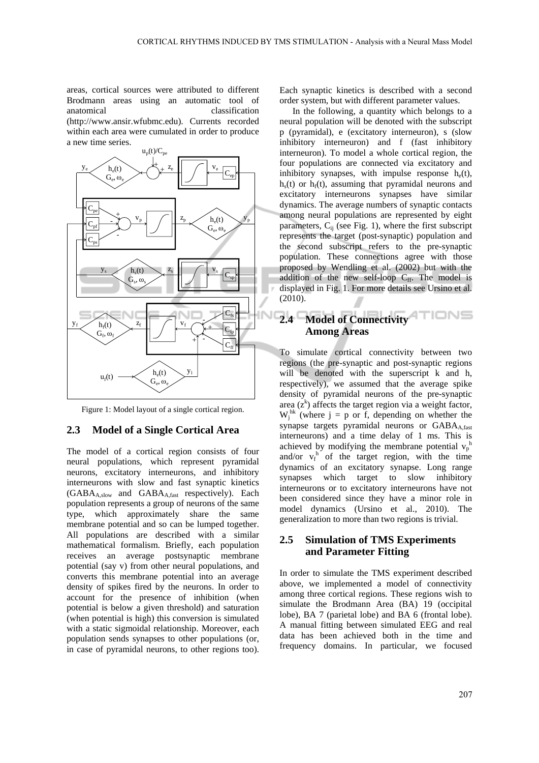areas, cortical sources were attributed to different Brodmann areas using an automatic tool of anatomical classification (http://www.ansir.wfubmc.edu). Currents recorded within each area were cumulated in order to produce a new time series.

Figure 1: Model layout of a single cortical region.

## 2.3 Model of a Single Cortical Area

The model of a cortical region consists of four neural populations, which represent pyramidal neurons, excitatory interneurons, and inhibitory interneurons with slow and fast synaptic kinetics ($GABA_{A,slow}$ and $GABA_{A,fast}$ respectively). Each population represents a group of neurons of the same type, which approximately share the same membrane potential and so can be lumped together. All populations are described with a similar mathematical formalism. Briefly, each population receives an average postsynaptic membrane potential (say v) from other neural populations, and converts this membrane potential into an average density of spikes fired by the neurons. In order to account for the presence of inhibition (when potential is below a given threshold) and saturation (when potential is high) this conversion is simulated with a static sigmoidal relationship. Moreover, each population sends synapses to other populations (or, in case of pyramidal neurons, to other regions too). Each synaptic kinetics is described with a second order system, but with different parameter values.

In the following, a quantity which belongs to a neural population will be denoted with the subscript p (pyramidal), e (excitatory interneuron), s (slow inhibitory interneuron) and f (fast inhibitory interneuron). To model a whole cortical region, the four populations are connected via excitatory and inhibitory synapses, with impulse response $h_e(t)$, $h_s(t)$ or $h_f(t)$, assuming that pyramidal neurons and excitatory interneurons synapses have similar dynamics. The average numbers of synaptic contacts among neural populations are represented by eight parameters, $C_{ij}$ (see Fig. 1), where the first subscript represents the target (post-synaptic) population and the second subscript refers to the pre-synaptic population. These connections agree with those proposed by Wendling et al. (2002) but with the addition of the new self-loop $C_{ff}$. The model is displayed in Fig. 1. For more details see Ursino et al. (2010).

## 2.4 Model of Connectivity Among Areas

To simulate cortical connectivity between two regions (the pre-synaptic and post-synaptic regions will be denoted with the superscript k and h, respectively), we assumed that the average spike density of pyramidal neurons of the pre-synaptic area ($z^k$) affects the target region via a weight factor, $W_j^{hk}$ (where j = p or f, depending on whether the synapse targets pyramidal neurons or $GABA_{A,fast}$ interneurons) and a time delay of 1 ms. This is achieved by modifying the membrane potential $v_p^h$ and/or $v_f^h$ of the target region, with the time dynamics of an excitatory synapse. Long range synapses which target to slow inhibitory interneurons or to excitatory interneurons have not been considered since they have a minor role in model dynamics (Ursino et al., 2010). The generalization to more than two regions is trivial.

## 2.5 Simulation of TMS Experiments and Parameter Fitting

In order to simulate the TMS experiment described above, we implemented a model of connectivity among three cortical regions. These regions wish to simulate the Brodmann Area (BA) 19 (occipital lobe), BA 7 (parietal lobe) and BA 6 (frontal lobe). A manual fitting between simulated EEG and real data has been achieved both in the time and frequency domains. In particular, we focused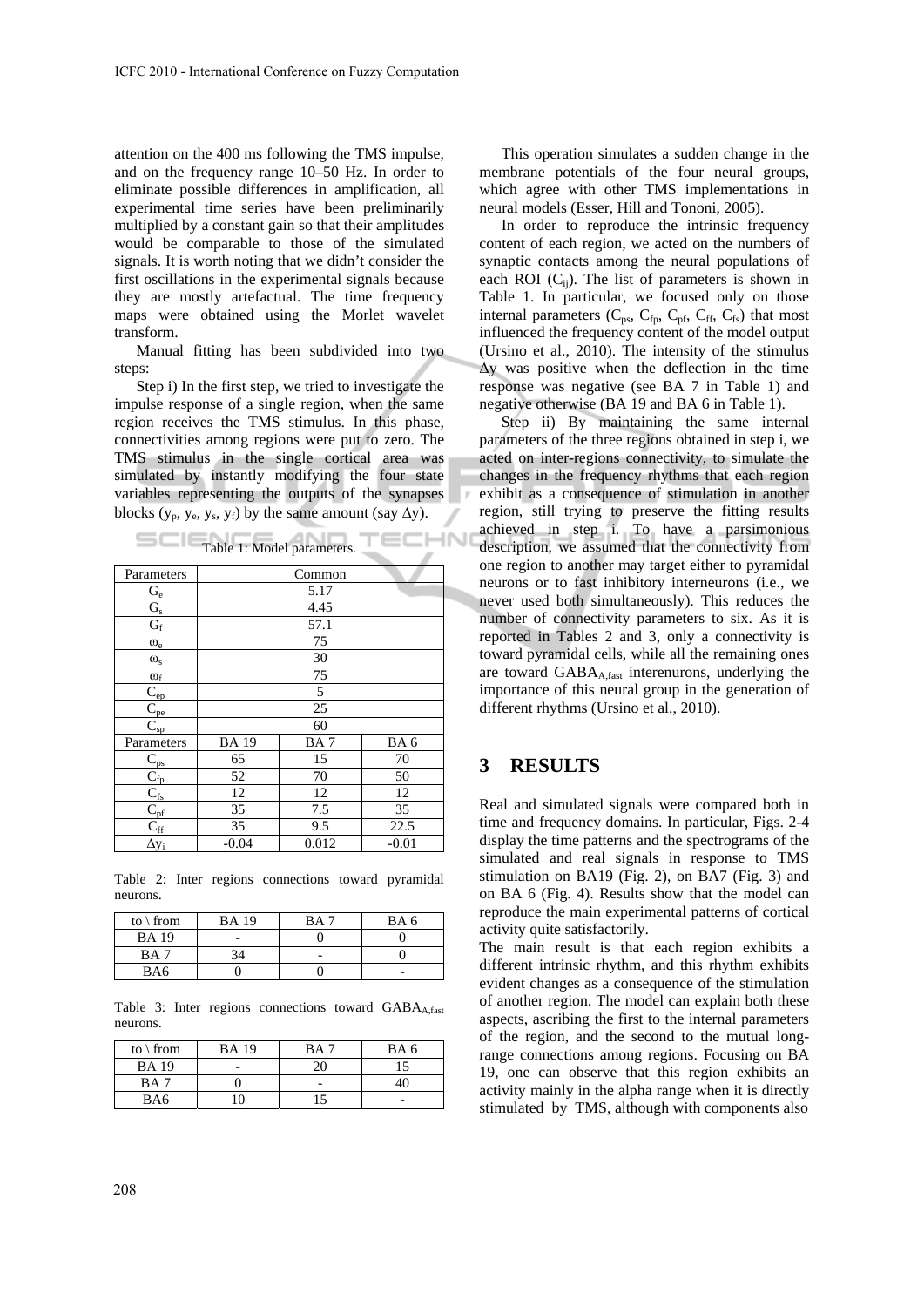attention on the 400 ms following the TMS impulse, and on the frequency range 10–50 Hz. In order to eliminate possible differences in amplification, all experimental time series have been preliminarily multiplied by a constant gain so that their amplitudes would be comparable to those of the simulated signals. It is worth noting that we didn't consider the first oscillations in the experimental signals because they are mostly artefactual. The time frequency maps were obtained using the Morlet wavelet transform.

Manual fitting has been subdivided into two steps:

Step i) In the first step, we tried to investigate the impulse response of a single region, when the same region receives the TMS stimulus. In this phase, connectivities among regions were put to zero. The TMS stimulus in the single cortical area was simulated by instantly modifying the four state variables representing the outputs of the synapses blocks ($y_p$, $y_e$, $y_s$, $y_f$) by the same amount (say $\Delta y$).

Table 1: Model parameters.

| Parameters | Common | | |
|---|---|---|---|
| $G_e$ | 5.17 | | |
| $G_s$ | 4.45 | | |
| $G_f$ | 57.1 | | |
| $\omega_e$ | 75 | | |
| $\omega_s$ | 30 | | |
| $\omega_f$ | 75 | | |
| $C_{ep}$ | 5 | | |
| $C_{pe}$ | 25 | | |
| $C_{sp}$ | 60 | | |
| Parameters | BA 19 | BA 7 | BA 6 |
| $C_{ps}$ | 65 | 15 | 70 |
| $C_{fp}$ | 52 | 70 | 50 |
| $C_{fs}$ | 12 | 12 | 12 |
| $C_{pf}$ | 35 | 7.5 | 35 |
| $C_{ff}$ | 35 | 9.5 | 22.5 |
| $\Delta y_i$ | -0.04 | 0.012 | -0.01 |

Table 2: Inter regions connections toward pyramidal neurons.

| to \ from | BA 19 | BA 7 | BA 6 |
|---|---|---|---|
| BA 19 | - | 0 | 0 |
| BA 7 | 34 | - | 0 |
| BA6 | 0 | 0 | - |

Table 3: Inter regions connections toward $GABA_{A,fast}$ neurons.

| to \ from | BA 19 | BA 7 | BA 6 |
|---|---|---|---|
| BA 19 | - | 20 | 15 |
| BA 7 | 0 | - | 40 |
| BA6 | 10 | 15 | - |

This operation simulates a sudden change in the membrane potentials of the four neural groups, which agree with other TMS implementations in neural models (Esser, Hill and Tononi, 2005).

In order to reproduce the intrinsic frequency content of each region, we acted on the numbers of synaptic contacts among the neural populations of each ROI ($C_{ij}$). The list of parameters is shown in Table 1. In particular, we focused only on those internal parameters ($C_{ps}$, $C_{fp}$, $C_{pf}$, $C_{ff}$, $C_{fs}$) that most influenced the frequency content of the model output (Ursino et al., 2010). The intensity of the stimulus $\Delta y$ was positive when the deflection in the time response was negative (see BA 7 in Table 1) and negative otherwise (BA 19 and BA 6 in Table 1).

Step ii) By maintaining the same internal parameters of the three regions obtained in step i, we acted on inter-regions connectivity, to simulate the changes in the frequency rhythms that each region exhibit as a consequence of stimulation in another region, still trying to preserve the fitting results achieved in step i. To have a parsimonious description, we assumed that the connectivity from one region to another may target either to pyramidal neurons or to fast inhibitory interneurons (i.e., we never used both simultaneously). This reduces the number of connectivity parameters to six. As it is reported in Tables 2 and 3, only a connectivity is toward pyramidal cells, while all the remaining ones are toward $GABA_{A,fast}$ interenurons, underlying the importance of this neural group in the generation of different rhythms (Ursino et al., 2010).

## 3 RESULTS

Real and simulated signals were compared both in time and frequency domains. In particular, Figs. 2-4 display the time patterns and the spectrograms of the simulated and real signals in response to TMS stimulation on BA19 (Fig. 2), on BA7 (Fig. 3) and on BA 6 (Fig. 4). Results show that the model can reproduce the main experimental patterns of cortical activity quite satisfactorily.

The main result is that each region exhibits a different intrinsic rhythm, and this rhythm exhibits evident changes as a consequence of the stimulation of another region. The model can explain both these aspects, ascribing the first to the internal parameters of the region, and the second to the mutual long-range connections among regions. Focusing on BA 19, one can observe that this region exhibits an activity mainly in the alpha range when it is directly stimulated by TMS, although with components also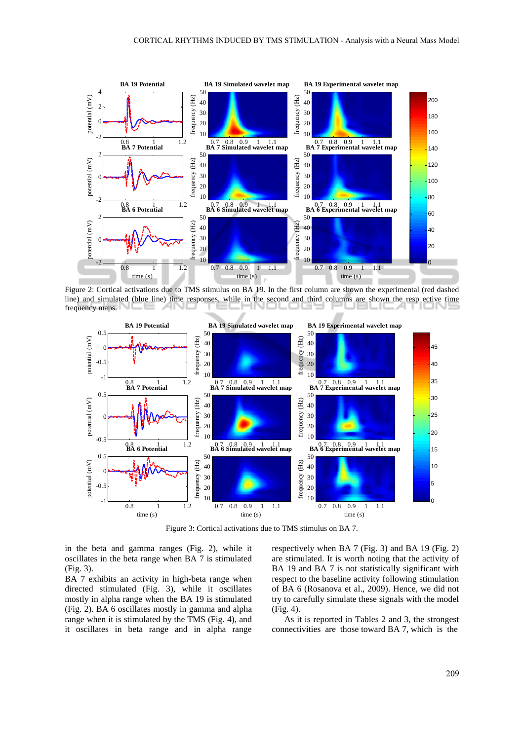Figure 2: Cortical activations due to TMS stimulus on BA 19. In the first column are shown the experimental (red dashed line) and simulated (blue line) time responses, while in the second and third columns are shown the resp ective time frequency maps.

Figure 3: Cortical activations due to TMS stimulus on BA 7.

in the beta and gamma ranges (Fig. 2), while it oscillates in the beta range when BA 7 is stimulated (Fig. 3).
BA 7 exhibits an activity in high-beta range when directed stimulated (Fig. 3), while it oscillates mostly in alpha range when the BA 19 is stimulated (Fig. 2). BA 6 oscillates mostly in gamma and alpha range when it is stimulated by the TMS (Fig. 4), and it oscillates in beta range and in alpha range respectively when BA 7 (Fig. 3) and BA 19 (Fig. 2) are stimulated. It is worth noting that the activity of BA 19 and BA 7 is not statistically significant with respect to the baseline activity following stimulation of BA 6 (Rosanova et al., 2009). Hence, we did not try to carefully simulate these signals with the model (Fig. 4).

As it is reported in Tables 2 and 3, the strongest connectivities are those toward BA 7, which is the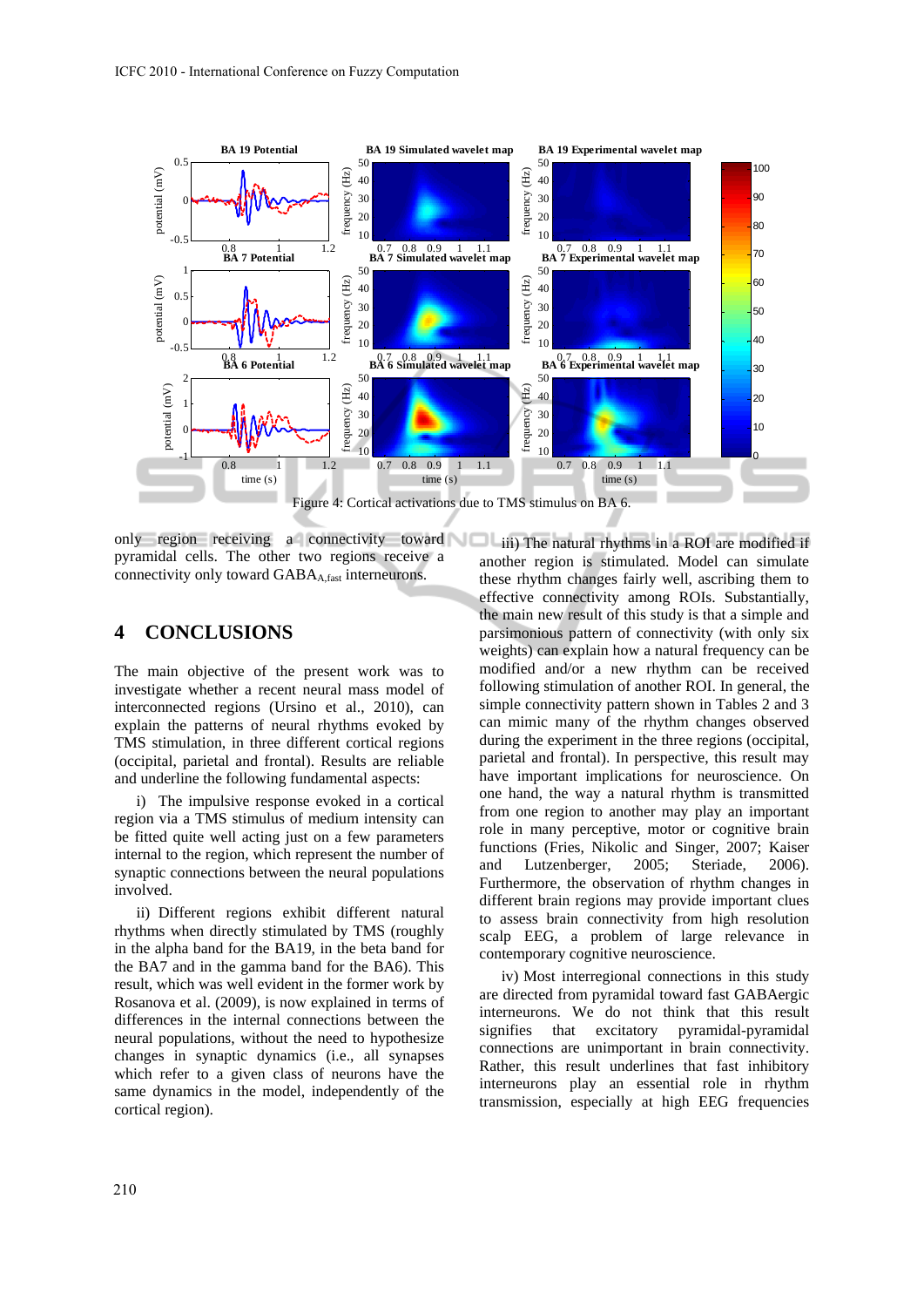Figure 4: Cortical activations due to TMS stimulus on BA 6.

only region receiving a connectivity toward pyramidal cells. The other two regions receive a connectivity only toward $GABA_{A,fast}$ interneurons.

# 4 CONCLUSIONS

The main objective of the present work was to investigate whether a recent neural mass model of interconnected regions (Ursino et al., 2010), can explain the patterns of neural rhythms evoked by TMS stimulation, in three different cortical regions (occipital, parietal and frontal). Results are reliable and underline the following fundamental aspects:

i) The impulsive response evoked in a cortical region via a TMS stimulus of medium intensity can be fitted quite well acting just on a few parameters internal to the region, which represent the number of synaptic connections between the neural populations involved.

ii) Different regions exhibit different natural rhythms when directly stimulated by TMS (roughly in the alpha band for the BA19, in the beta band for the BA7 and in the gamma band for the BA6). This result, which was well evident in the former work by Rosanova et al. (2009), is now explained in terms of differences in the internal connections between the neural populations, without the need to hypothesize changes in synaptic dynamics (i.e., all synapses which refer to a given class of neurons have the same dynamics in the model, independently of the cortical region).

iii) The natural rhythms in a ROI are modified if another region is stimulated. Model can simulate these rhythm changes fairly well, ascribing them to effective connectivity among ROIs. Substantially, the main new result of this study is that a simple and parsimonious pattern of connectivity (with only six weights) can explain how a natural frequency can be modified and/or a new rhythm can be received following stimulation of another ROI. In general, the simple connectivity pattern shown in Tables 2 and 3 can mimic many of the rhythm changes observed during the experiment in the three regions (occipital, parietal and frontal). In perspective, this result may have important implications for neuroscience. On one hand, the way a natural rhythm is transmitted from one region to another may play an important role in many perceptive, motor or cognitive brain functions (Fries, Nikolic and Singer, 2007; Kaiser and Lutzenberger, 2005; Steriade, 2006). Furthermore, the observation of rhythm changes in different brain regions may provide important clues to assess brain connectivity from high resolution scalp EEG, a problem of large relevance in contemporary cognitive neuroscience.

iv) Most interregional connections in this study are directed from pyramidal toward fast GABAergic interneurons. We do not think that this result signifies that excitatory pyramidal-pyramidal connections are unimportant in brain connectivity. Rather, this result underlines that fast inhibitory interneurons play an essential role in rhythm transmission, especially at high EEG frequencies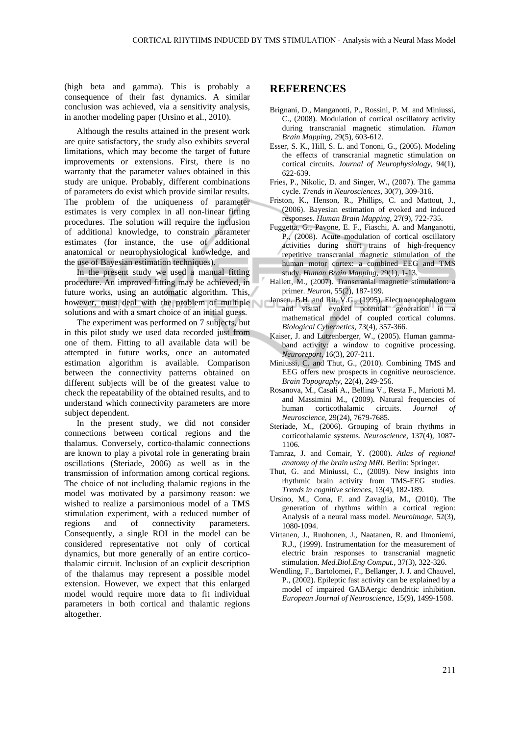(high beta and gamma). This is probably a consequence of their fast dynamics. A similar conclusion was achieved, via a sensitivity analysis, in another modeling paper (Ursino et al., 2010).

Although the results attained in the present work are quite satisfactory, the study also exhibits several limitations, which may become the target of future improvements or extensions. First, there is no warranty that the parameter values obtained in this study are unique. Probably, different combinations of parameters do exist which provide similar results. The problem of the uniqueness of parameter estimates is very complex in all non-linear fitting procedures. The solution will require the inclusion of additional knowledge, to constrain parameter estimates (for instance, the use of additional anatomical or neurophysiological knowledge, and the use of Bayesian estimation techniques).

In the present study we used a manual fitting procedure. An improved fitting may be achieved, in future works, using an automatic algorithm. This, however, must deal with the problem of multiple solutions and with a smart choice of an initial guess.

The experiment was performed on 7 subjects, but in this pilot study we used data recorded just from one of them. Fitting to all available data will be attempted in future works, once an automated estimation algorithm is available. Comparison between the connectivity patterns obtained on different subjects will be of the greatest value to check the repeatability of the obtained results, and to understand which connectivity parameters are more subject dependent.

In the present study, we did not consider connections between cortical regions and the thalamus. Conversely, cortico-thalamic connections are known to play a pivotal role in generating brain oscillations (Steriade, 2006) as well as in the transmission of information among cortical regions. The choice of not including thalamic regions in the model was motivated by a parsimony reason: we wished to realize a parsimonious model of a TMS stimulation experiment, with a reduced number of regions and of connectivity parameters. Consequently, a single ROI in the model can be considered representative not only of cortical dynamics, but more generally of an entire cortico-thalamic circuit. Inclusion of an explicit description of the thalamus may represent a possible model extension. However, we expect that this enlarged model would require more data to fit individual parameters in both cortical and thalamic regions altogether.

## REFERENCES

Brignani, D., Manganotti, P., Rossini, P. M. and Miniussi, C., (2008). Modulation of cortical oscillatory activity during transcranial magnetic stimulation. *Human Brain Mapping*, 29(5), 603-612.

Esser, S. K., Hill, S. L. and Tononi, G., (2005). Modeling the effects of transcranial magnetic stimulation on cortical circuits. *Journal of Neurophysiology,* 94(1), 622-639.

Fries, P., Nikolic, D. and Singer, W., (2007). The gamma cycle. *Trends in Neurosciences,* 30(7), 309-316.

Friston, K., Henson, R., Phillips, C. and Mattout, J., (2006). Bayesian estimation of evoked and induced responses. *Human Brain Mapping*, 27(9), 722-735.

Fuggetta, G., Pavone, E. F., Fiaschi, A. and Manganotti, P., (2008). Acute modulation of cortical oscillatory activities during short trains of high-frequency repetitive transcranial magnetic stimulation of the human motor cortex: a combined EEG and TMS study. *Human Brain Mapping*, 29(1), 1-13.

Hallett, M., (2007). Transcranial magnetic stimulation: a primer. *Neuron,* 55(2), 187-199.

Jansen, B.H. and Rit, V.G., (1995). Electroencephalogram and visual evoked potential generation in a mathematical model of coupled cortical columns. *Biological Cybernetics*, 73(4), 357-366.

Kaiser, J. and Lutzenberger, W., (2005). Human gamma-band activity: a window to cognitive processing. *Neuroreport*, 16(3), 207-211.

Miniussi, C. and Thut, G., (2010). Combining TMS and EEG offers new prospects in cognitive neuroscience. *Brain Topography,* 22(4), 249-256.

Rosanova, M., Casali A., Bellina V., Resta F., Mariotti M. and Massimini M., (2009). Natural frequencies of human corticothalamic circuits. *Journal of Neuroscience*, 29(24), 7679-7685.

Steriade, M., (2006). Grouping of brain rhythms in corticothalamic systems. *Neuroscience*, 137(4), 1087-1106.

Tamraz, J. and Comair, Y. (2000). *Atlas of regional anatomy of the brain using MRI.* Berlin: Springer.

Thut, G. and Miniussi, C., (2009). New insights into rhythmic brain activity from TMS-EEG studies. *Trends in cognitive sciences,* 13(4), 182-189.

Ursino, M., Cona, F. and Zavaglia, M., (2010). The generation of rhythms within a cortical region: Analysis of a neural mass model. *Neuroimage*, 52(3), 1080-1094.

Virtanen, J., Ruohonen, J., Naatanen, R. and Ilmoniemi, R.J., (1999). Instrumentation for the measurement of electric brain responses to transcranial magnetic stimulation. *Med.Biol.Eng Comput.,* 37(3), 322-326.

Wendling, F., Bartolomei, F., Bellanger, J. J. and Chauvel, P., (2002). Epileptic fast activity can be explained by a model of impaired GABAergic dendritic inhibition. *European Journal of Neuroscience*, 15(9), 1499-1508.